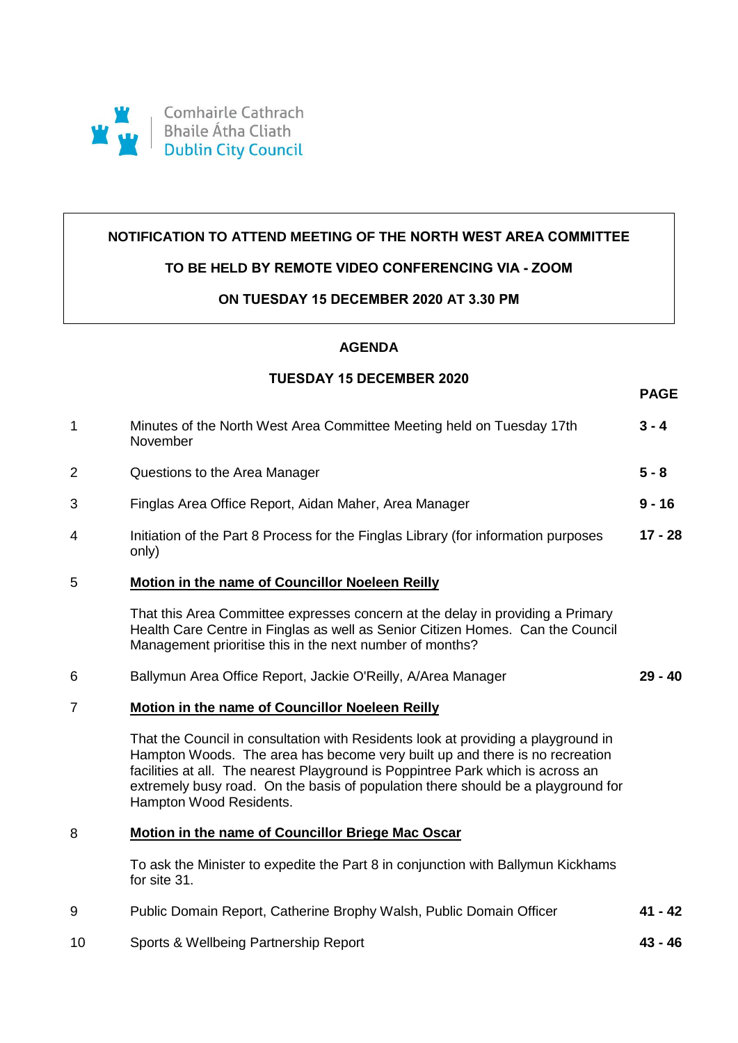Comhairle Cathrach
Bhaile Átha Cliath
Dublin City Council

**NOTIFICATION TO ATTEND MEETING OF THE NORTH WEST AREA COMMITTEE**

**TO BE HELD BY REMOTE VIDEO CONFERENCING VIA - ZOOM**

**ON TUESDAY 15 DECEMBER 2020 AT 3.30 PM**

## AGENDA

### TUESDAY 15 DECEMBER 2020

| | | **PAGE** |
|---|---|---|
| 1 | Minutes of the North West Area Committee Meeting held on Tuesday 17th November | **3 - 4** |
| 2 | Questions to the Area Manager | **5 - 8** |
| 3 | Finglas Area Office Report, Aidan Maher, Area Manager | **9 - 16** |
| 4 | Initiation of the Part 8 Process for the Finglas Library (for information purposes only) | **17 - 28** |
| 5 | **Motion in the name of Councillor Noeleen Reilly**<br><br>That this Area Committee expresses concern at the delay in providing a Primary Health Care Centre in Finglas as well as Senior Citizen Homes. Can the Council Management prioritise this in the next number of months? | |
| 6 | Ballymun Area Office Report, Jackie O'Reilly, A/Area Manager | **29 - 40** |
| 7 | **Motion in the name of Councillor Noeleen Reilly**<br><br>That the Council in consultation with Residents look at providing a playground in Hampton Woods. The area has become very built up and there is no recreation facilities at all. The nearest Playground is Poppintree Park which is across an extremely busy road. On the basis of population there should be a playground for Hampton Wood Residents. | |
| 8 | **Motion in the name of Councillor Briege Mac Oscar**<br><br>To ask the Minister to expedite the Part 8 in conjunction with Ballymun Kickhams for site 31. | |
| 9 | Public Domain Report, Catherine Brophy Walsh, Public Domain Officer | **41 - 42** |
| 10 | Sports & Wellbeing Partnership Report | **43 - 46** |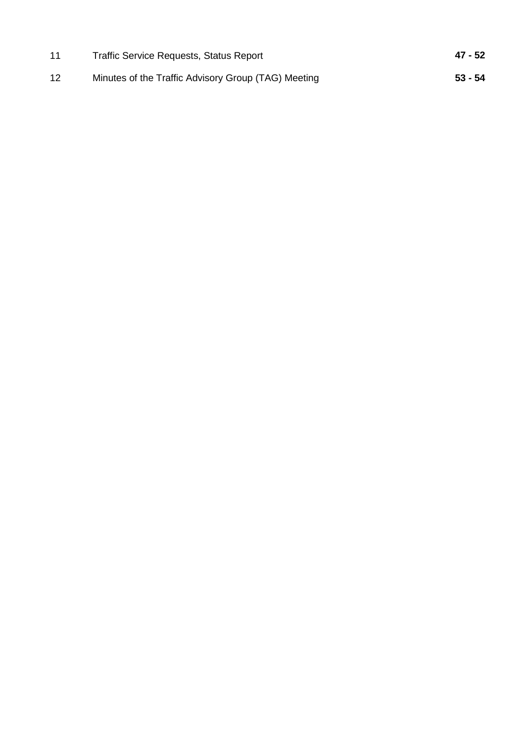| | | |
|---|---|---|
| 11 | Traffic Service Requests, Status Report | **47 - 52** |
| 12 | Minutes of the Traffic Advisory Group (TAG) Meeting | **53 - 54** |